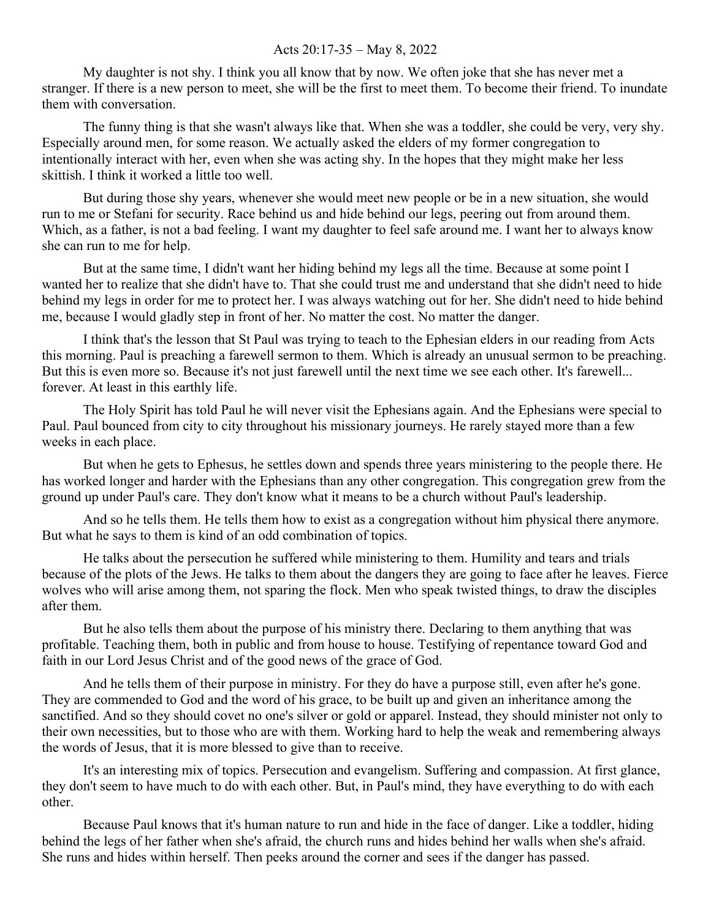Acts 20:17-35 – May 8, 2022

My daughter is not shy. I think you all know that by now. We often joke that she has never met a stranger. If there is a new person to meet, she will be the first to meet them. To become their friend. To inundate them with conversation.

The funny thing is that she wasn't always like that. When she was a toddler, she could be very, very shy. Especially around men, for some reason. We actually asked the elders of my former congregation to intentionally interact with her, even when she was acting shy. In the hopes that they might make her less skittish. I think it worked a little too well.

But during those shy years, whenever she would meet new people or be in a new situation, she would run to me or Stefani for security. Race behind us and hide behind our legs, peering out from around them. Which, as a father, is not a bad feeling. I want my daughter to feel safe around me. I want her to always know she can run to me for help.

But at the same time, I didn't want her hiding behind my legs all the time. Because at some point I wanted her to realize that she didn't have to. That she could trust me and understand that she didn't need to hide behind my legs in order for me to protect her. I was always watching out for her. She didn't need to hide behind me, because I would gladly step in front of her. No matter the cost. No matter the danger.

I think that's the lesson that St Paul was trying to teach to the Ephesian elders in our reading from Acts this morning. Paul is preaching a farewell sermon to them. Which is already an unusual sermon to be preaching. But this is even more so. Because it's not just farewell until the next time we see each other. It's farewell... forever. At least in this earthly life.

The Holy Spirit has told Paul he will never visit the Ephesians again. And the Ephesians were special to Paul. Paul bounced from city to city throughout his missionary journeys. He rarely stayed more than a few weeks in each place.

But when he gets to Ephesus, he settles down and spends three years ministering to the people there. He has worked longer and harder with the Ephesians than any other congregation. This congregation grew from the ground up under Paul's care. They don't know what it means to be a church without Paul's leadership.

And so he tells them. He tells them how to exist as a congregation without him physical there anymore. But what he says to them is kind of an odd combination of topics.

He talks about the persecution he suffered while ministering to them. Humility and tears and trials because of the plots of the Jews. He talks to them about the dangers they are going to face after he leaves. Fierce wolves who will arise among them, not sparing the flock. Men who speak twisted things, to draw the disciples after them.

But he also tells them about the purpose of his ministry there. Declaring to them anything that was profitable. Teaching them, both in public and from house to house. Testifying of repentance toward God and faith in our Lord Jesus Christ and of the good news of the grace of God.

And he tells them of their purpose in ministry. For they do have a purpose still, even after he's gone. They are commended to God and the word of his grace, to be built up and given an inheritance among the sanctified. And so they should covet no one's silver or gold or apparel. Instead, they should minister not only to their own necessities, but to those who are with them. Working hard to help the weak and remembering always the words of Jesus, that it is more blessed to give than to receive.

It's an interesting mix of topics. Persecution and evangelism. Suffering and compassion. At first glance, they don't seem to have much to do with each other. But, in Paul's mind, they have everything to do with each other.

Because Paul knows that it's human nature to run and hide in the face of danger. Like a toddler, hiding behind the legs of her father when she's afraid, the church runs and hides behind her walls when she's afraid. She runs and hides within herself. Then peeks around the corner and sees if the danger has passed.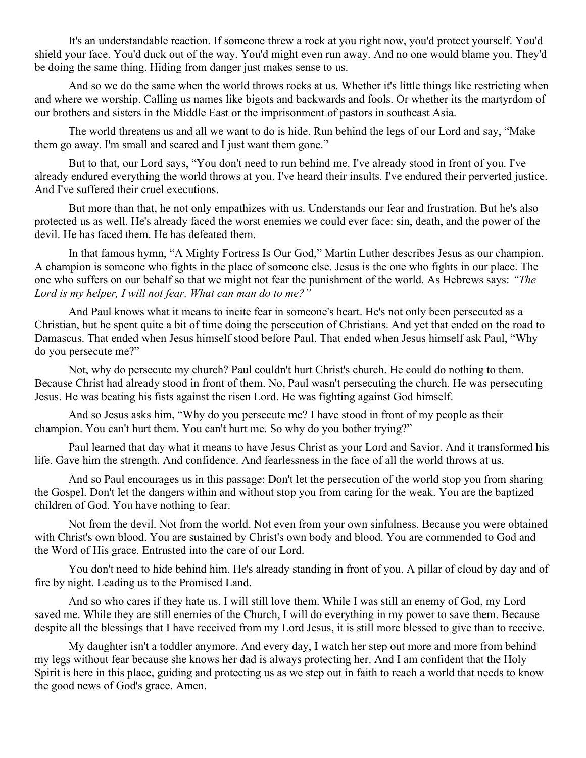It's an understandable reaction. If someone threw a rock at you right now, you'd protect yourself. You'd shield your face. You'd duck out of the way. You'd might even run away. And no one would blame you. They'd be doing the same thing. Hiding from danger just makes sense to us.

And so we do the same when the world throws rocks at us. Whether it's little things like restricting when and where we worship. Calling us names like bigots and backwards and fools. Or whether its the martyrdom of our brothers and sisters in the Middle East or the imprisonment of pastors in southeast Asia.

The world threatens us and all we want to do is hide. Run behind the legs of our Lord and say, "Make them go away. I'm small and scared and I just want them gone."

But to that, our Lord says, "You don't need to run behind me. I've already stood in front of you. I've already endured everything the world throws at you. I've heard their insults. I've endured their perverted justice. And I've suffered their cruel executions.

But more than that, he not only empathizes with us. Understands our fear and frustration. But he's also protected us as well. He's already faced the worst enemies we could ever face: sin, death, and the power of the devil. He has faced them. He has defeated them.

In that famous hymn, "A Mighty Fortress Is Our God," Martin Luther describes Jesus as our champion. A champion is someone who fights in the place of someone else. Jesus is the one who fights in our place. The one who suffers on our behalf so that we might not fear the punishment of the world. As Hebrews says: *"The Lord is my helper, I will not fear. What can man do to me?"*

And Paul knows what it means to incite fear in someone's heart. He's not only been persecuted as a Christian, but he spent quite a bit of time doing the persecution of Christians. And yet that ended on the road to Damascus. That ended when Jesus himself stood before Paul. That ended when Jesus himself ask Paul, "Why do you persecute me?"

Not, why do persecute my church? Paul couldn't hurt Christ's church. He could do nothing to them. Because Christ had already stood in front of them. No, Paul wasn't persecuting the church. He was persecuting Jesus. He was beating his fists against the risen Lord. He was fighting against God himself.

And so Jesus asks him, "Why do you persecute me? I have stood in front of my people as their champion. You can't hurt them. You can't hurt me. So why do you bother trying?"

Paul learned that day what it means to have Jesus Christ as your Lord and Savior. And it transformed his life. Gave him the strength. And confidence. And fearlessness in the face of all the world throws at us.

And so Paul encourages us in this passage: Don't let the persecution of the world stop you from sharing the Gospel. Don't let the dangers within and without stop you from caring for the weak. You are the baptized children of God. You have nothing to fear.

Not from the devil. Not from the world. Not even from your own sinfulness. Because you were obtained with Christ's own blood. You are sustained by Christ's own body and blood. You are commended to God and the Word of His grace. Entrusted into the care of our Lord.

You don't need to hide behind him. He's already standing in front of you. A pillar of cloud by day and of fire by night. Leading us to the Promised Land.

And so who cares if they hate us. I will still love them. While I was still an enemy of God, my Lord saved me. While they are still enemies of the Church, I will do everything in my power to save them. Because despite all the blessings that I have received from my Lord Jesus, it is still more blessed to give than to receive.

My daughter isn't a toddler anymore. And every day, I watch her step out more and more from behind my legs without fear because she knows her dad is always protecting her. And I am confident that the Holy Spirit is here in this place, guiding and protecting us as we step out in faith to reach a world that needs to know the good news of God's grace. Amen.